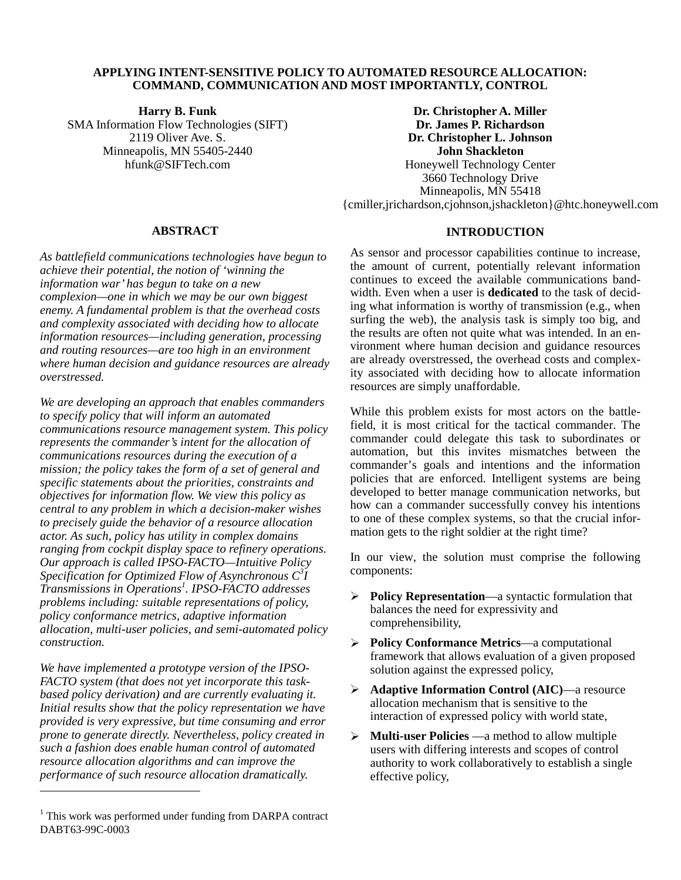# APPLYING INTENT-SENSITIVE POLICY TO AUTOMATED RESOURCE ALLOCATION: COMMAND, COMMUNICATION AND MOST IMPORTANTLY, CONTROL

**Harry B. Funk**
SMA Information Flow Technologies (SIFT)
2119 Oliver Ave. S.
Minneapolis, MN 55405-2440
hfunk@SIFTech.com

**Dr. Christopher A. Miller**
**Dr. James P. Richardson**
**Dr. Christopher L. Johnson**
**John Shackleton**
Honeywell Technology Center
3660 Technology Drive
Minneapolis, MN 55418
{cmiller,jrichardson,cjohnson,jshackleton}@htc.honeywell.com

## ABSTRACT

*As battlefield communications technologies have begun to achieve their potential, the notion of 'winning the information war' has begun to take on a new complexion—one in which we may be our own biggest enemy. A fundamental problem is that the overhead costs and complexity associated with deciding how to allocate information resources—including generation, processing and routing resources—are too high in an environment where human decision and guidance resources are already overstressed.*

*We are developing an approach that enables commanders to specify policy that will inform an automated communications resource management system. This policy represents the commander's intent for the allocation of communications resources during the execution of a mission; the policy takes the form of a set of general and specific statements about the priorities, constraints and objectives for information flow. We view this policy as central to any problem in which a decision-maker wishes to precisely guide the behavior of a resource allocation actor. As such, policy has utility in complex domains ranging from cockpit display space to refinery operations. Our approach is called IPSO-FACTO—Intuitive Policy Specification for Optimized Flow of Asynchronous $C^3I$ Transmissions in Operations[1]. IPSO-FACTO addresses problems including: suitable representations of policy, policy conformance metrics, adaptive information allocation, multi-user policies, and semi-automated policy construction.*

*We have implemented a prototype version of the IPSO-FACTO system (that does not yet incorporate this task-based policy derivation) and are currently evaluating it. Initial results show that the policy representation we have provided is very expressive, but time consuming and error prone to generate directly. Nevertheless, policy created in such a fashion does enable human control of automated resource allocation algorithms and can improve the performance of such resource allocation dramatically.*

[1] This work was performed under funding from DARPA contract DABT63-99C-0003

## INTRODUCTION

As sensor and processor capabilities continue to increase, the amount of current, potentially relevant information continues to exceed the available communications bandwidth. Even when a user is **dedicated** to the task of deciding what information is worthy of transmission (e.g., when surfing the web), the analysis task is simply too big, and the results are often not quite what was intended. In an environment where human decision and guidance resources are already overstressed, the overhead costs and complexity associated with deciding how to allocate information resources are simply unaffordable.

While this problem exists for most actors on the battlefield, it is most critical for the tactical commander. The commander could delegate this task to subordinates or automation, but this invites mismatches between the commander's goals and intentions and the information policies that are enforced. Intelligent systems are being developed to better manage communication networks, but how can a commander successfully convey his intentions to one of these complex systems, so that the crucial information gets to the right soldier at the right time?

In our view, the solution must comprise the following components:

- **Policy Representation**—a syntactic formulation that balances the need for expressivity and comprehensibility,
- **Policy Conformance Metrics**—a computational framework that allows evaluation of a given proposed solution against the expressed policy,
- **Adaptive Information Control (AIC)**—a resource allocation mechanism that is sensitive to the interaction of expressed policy with world state,
- **Multi-user Policies** —a method to allow multiple users with differing interests and scopes of control authority to work collaboratively to establish a single effective policy,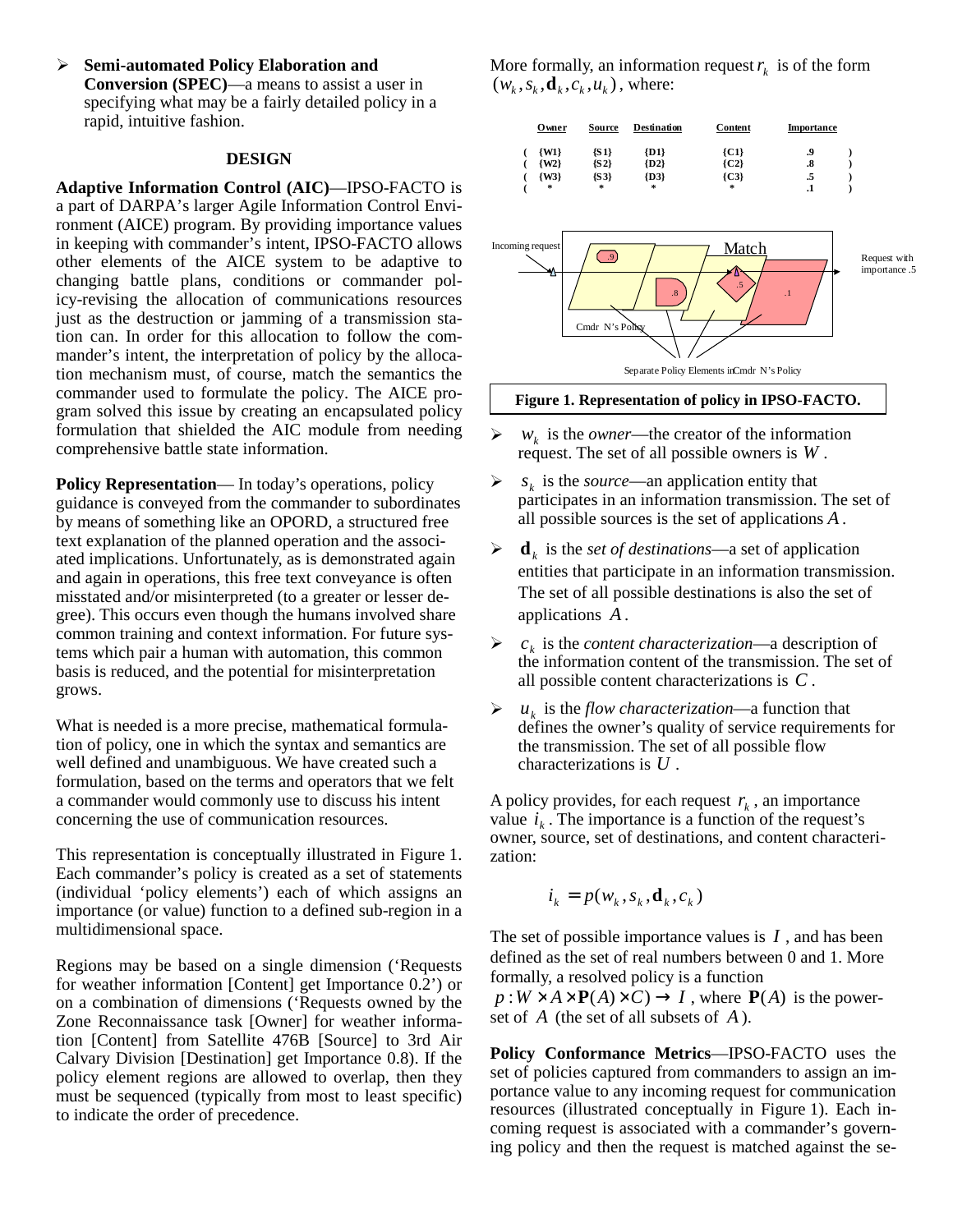- **Semi-automated Policy Elaboration and Conversion (SPEC)**—a means to assist a user in specifying what may be a fairly detailed policy in a rapid, intuitive fashion.

## DESIGN

**Adaptive Information Control (AIC)**—IPSO-FACTO is a part of DARPA's larger Agile Information Control Environment (AICE) program. By providing importance values in keeping with commander's intent, IPSO-FACTO allows other elements of the AICE system to be adaptive to changing battle plans, conditions or commander policy-revising the allocation of communications resources just as the destruction or jamming of a transmission station can. In order for this allocation to follow the commander's intent, the interpretation of policy by the allocation mechanism must, of course, match the semantics the commander used to formulate the policy. The AICE program solved this issue by creating an encapsulated policy formulation that shielded the AIC module from needing comprehensive battle state information.

**Policy Representation**— In today's operations, policy guidance is conveyed from the commander to subordinates by means of something like an OPORD, a structured free text explanation of the planned operation and the associated implications. Unfortunately, as is demonstrated again and again in operations, this free text conveyance is often misstated and/or misinterpreted (to a greater or lesser degree). This occurs even though the humans involved share common training and context information. For future systems which pair a human with automation, this common basis is reduced, and the potential for misinterpretation grows.

What is needed is a more precise, mathematical formulation of policy, one in which the syntax and semantics are well defined and unambiguous. We have created such a formulation, based on the terms and operators that we felt a commander would commonly use to discuss his intent concerning the use of communication resources.

This representation is conceptually illustrated in Figure 1. Each commander's policy is created as a set of statements (individual 'policy elements') each of which assigns an importance (or value) function to a defined sub-region in a multidimensional space.

Regions may be based on a single dimension ('Requests for weather information [Content] get Importance 0.2') or on a combination of dimensions ('Requests owned by the Zone Reconnaissance task [Owner] for weather information [Content] from Satellite 476B [Source] to 3rd Air Calvary Division [Destination] get Importance 0.8). If the policy element regions are allowed to overlap, then they must be sequenced (typically from most to least specific) to indicate the order of precedence.

More formally, an information request $r_k$ is of the form $(w_k, s_k, \mathbf{d}_k, c_k, u_k)$, where:

| | Owner | Source | Destination | Content | Importance | |
|---|---|---|---|---|---|---|
| ( | {W1} | {S1} | {D1} | {C1} | .9 | ) |
| ( | {W2} | {S2} | {D2} | {C2} | .8 | ) |
| ( | {W3} | {S3} | {D3} | {C3} | .5 | ) |
| ( | * | * | * | * | .1 | ) |

Incoming request — Match — Request with importance .5

Cmdr N's Policy — Separate Policy Elements in Cmdr N's Policy

**Figure 1. Representation of policy in IPSO-FACTO.**

- $w_k$ is the *owner*—the creator of the information request. The set of all possible owners is $W$.
- $s_k$ is the *source*—an application entity that participates in an information transmission. The set of all possible sources is the set of applications $A$.
- $\mathbf{d}_k$ is the *set of destinations*—a set of application entities that participate in an information transmission. The set of all possible destinations is also the set of applications $A$.
- $c_k$ is the *content characterization*—a description of the information content of the transmission. The set of all possible content characterizations is $C$.
- $u_k$ is the *flow characterization*—a function that defines the owner's quality of service requirements for the transmission. The set of all possible flow characterizations is $U$.

A policy provides, for each request $r_k$, an importance value $i_k$. The importance is a function of the request's owner, source, set of destinations, and content characterization:

$$i_k = p(w_k, s_k, \mathbf{d}_k, c_k)$$

The set of possible importance values is $I$, and has been defined as the set of real numbers between 0 and 1. More formally, a resolved policy is a function $p: W \times A \times \mathbf{P}(A) \times C) \rightarrow I$, where $\mathbf{P}(A)$ is the powerset of $A$ (the set of all subsets of $A$).

**Policy Conformance Metrics**—IPSO-FACTO uses the set of policies captured from commanders to assign an importance value to any incoming request for communication resources (illustrated conceptually in Figure 1). Each incoming request is associated with a commander's governing policy and then the request is matched against the se-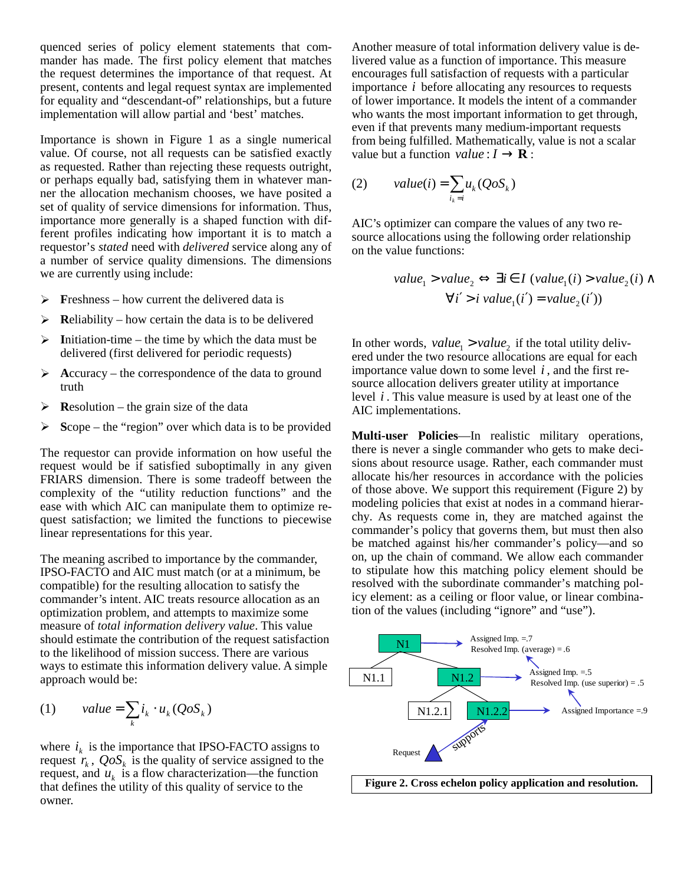quenced series of policy element statements that commander has made. The first policy element that matches the request determines the importance of that request. At present, contents and legal request syntax are implemented for equality and "descendant-of" relationships, but a future implementation will allow partial and 'best' matches.

Importance is shown in Figure 1 as a single numerical value. Of course, not all requests can be satisfied exactly as requested. Rather than rejecting these requests outright, or perhaps equally bad, satisfying them in whatever manner the allocation mechanism chooses, we have posited a set of quality of service dimensions for information. Thus, importance more generally is a shaped function with different profiles indicating how important it is to match a requestor's *stated* need with *delivered* service along any of a number of service quality dimensions. The dimensions we are currently using include:

- **F**reshness – how current the delivered data is
- **R**eliability – how certain the data is to be delivered
- **I**nitiation-time – the time by which the data must be delivered (first delivered for periodic requests)
- **A**ccuracy – the correspondence of the data to ground truth
- **R**esolution – the grain size of the data
- **S**cope – the "region" over which data is to be provided

The requestor can provide information on how useful the request would be if satisfied suboptimally in any given FRIARS dimension. There is some tradeoff between the complexity of the "utility reduction functions" and the ease with which AIC can manipulate them to optimize request satisfaction; we limited the functions to piecewise linear representations for this year.

The meaning ascribed to importance by the commander, IPSO-FACTO and AIC must match (or at a minimum, be compatible) for the resulting allocation to satisfy the commander's intent. AIC treats resource allocation as an optimization problem, and attempts to maximize some measure of *total information delivery value*. This value should estimate the contribution of the request satisfaction to the likelihood of mission success. There are various ways to estimate this information delivery value. A simple approach would be:

$$(1) \qquad value = \sum_k i_k \cdot u_k(QoS_k)$$

where $i_k$ is the importance that IPSO-FACTO assigns to request $r_k$, $QoS_k$ is the quality of service assigned to the request, and $u_k$ is a flow characterization—the function that defines the utility of this quality of service to the owner.

Another measure of total information delivery value is delivered value as a function of importance. This measure encourages full satisfaction of requests with a particular importance $i$ before allocating any resources to requests of lower importance. It models the intent of a commander who wants the most important information to get through, even if that prevents many medium-important requests from being fulfilled. Mathematically, value is not a scalar value but a function $value : I \rightarrow \mathbf{R}$:

$$(2) \qquad value(i) = \sum_{i_k = i} u_k(QoS_k)$$

AIC's optimizer can compare the values of any two resource allocations using the following order relationship on the value functions:

$$value_1 > value_2 \Leftrightarrow \exists i \in I \; (value_1(i) > value_2(i) \wedge \forall i' > i \; value_1(i') = value_2(i'))$$

In other words, $value_1 > value_2$ if the total utility delivered under the two resource allocations are equal for each importance value down to some level $i$, and the first resource allocation delivers greater utility at importance level $i$. This value measure is used by at least one of the AIC implementations.

**Multi-user Policies**—In realistic military operations, there is never a single commander who gets to make decisions about resource usage. Rather, each commander must allocate his/her resources in accordance with the policies of those above. We support this requirement (Figure 2) by modeling policies that exist at nodes in a command hierarchy. As requests come in, they are matched against the commander's policy that governs them, but must then also be matched against his/her commander's policy—and so on, up the chain of command. We allow each commander to stipulate how this matching policy element should be resolved with the subordinate commander's matching policy element: as a ceiling or floor value, or linear combination of the values (including "ignore" and "use").

N1 — Assigned Imp. =.7, Resolved Imp. (average) = .6
N1.1
N1.2 — Assigned Imp. =.5, Resolved Imp. (use superior) = .5
N1.2.1
N1.2.2 — Assigned Importance =.9
Request — supports

**Figure 2. Cross echelon policy application and resolution.**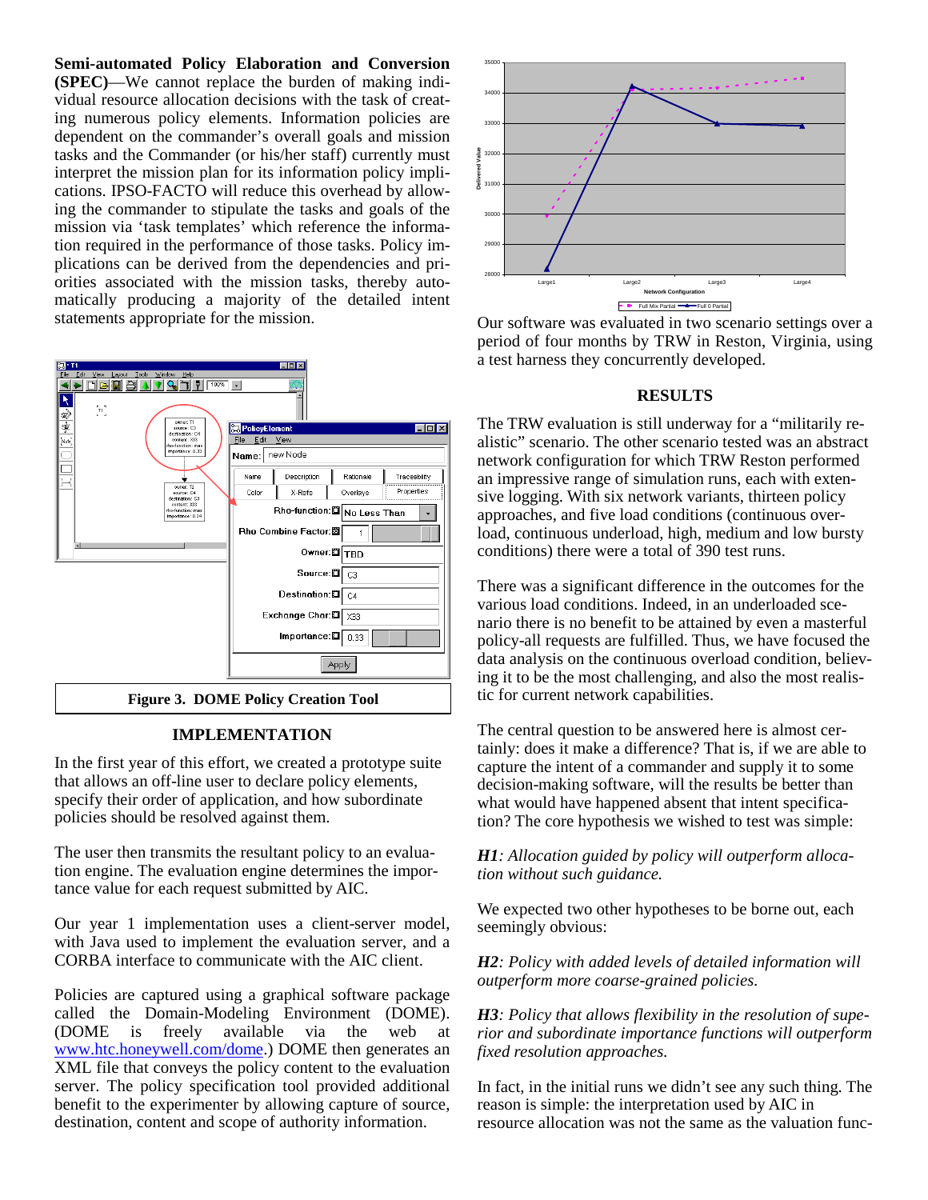**Semi-automated Policy Elaboration and Conversion (SPEC)**—We cannot replace the burden of making individual resource allocation decisions with the task of creating numerous policy elements. Information policies are dependent on the commander's overall goals and mission tasks and the Commander (or his/her staff) currently must interpret the mission plan for its information policy implications. IPSO-FACTO will reduce this overhead by allowing the commander to stipulate the tasks and goals of the mission via 'task templates' which reference the information required in the performance of those tasks. Policy implications can be derived from the dependencies and priorities associated with the mission tasks, thereby automatically producing a majority of the detailed intent statements appropriate for the mission.

**Figure 3. DOME Policy Creation Tool**

## IMPLEMENTATION

In the first year of this effort, we created a prototype suite that allows an off-line user to declare policy elements, specify their order of application, and how subordinate policies should be resolved against them.

The user then transmits the resultant policy to an evaluation engine. The evaluation engine determines the importance value for each request submitted by AIC.

Our year 1 implementation uses a client-server model, with Java used to implement the evaluation server, and a CORBA interface to communicate with the AIC client.

Policies are captured using a graphical software package called the Domain-Modeling Environment (DOME). (DOME is freely available via the web at www.htc.honeywell.com/dome.) DOME then generates an XML file that conveys the policy content to the evaluation server. The policy specification tool provided additional benefit to the experimenter by allowing capture of source, destination, content and scope of authority information.

Our software was evaluated in two scenario settings over a period of four months by TRW in Reston, Virginia, using a test harness they concurrently developed.

## RESULTS

The TRW evaluation is still underway for a "militarily realistic" scenario. The other scenario tested was an abstract network configuration for which TRW Reston performed an impressive range of simulation runs, each with extensive logging. With six network variants, thirteen policy approaches, and five load conditions (continuous overload, continuous underload, high, medium and low bursty conditions) there were a total of 390 test runs.

There was a significant difference in the outcomes for the various load conditions. Indeed, in an underloaded scenario there is no benefit to be attained by even a masterful policy-all requests are fulfilled. Thus, we have focused the data analysis on the continuous overload condition, believing it to be the most challenging, and also the most realistic for current network capabilities.

The central question to be answered here is almost certainly: does it make a difference? That is, if we are able to capture the intent of a commander and supply it to some decision-making software, will the results be better than what would have happened absent that intent specification? The core hypothesis we wished to test was simple:

***H1**: Allocation guided by policy will outperform allocation without such guidance.*

We expected two other hypotheses to be borne out, each seemingly obvious:

***H2**: Policy with added levels of detailed information will outperform more coarse-grained policies.*

***H3**: Policy that allows flexibility in the resolution of superior and subordinate importance functions will outperform fixed resolution approaches.*

In fact, in the initial runs we didn't see any such thing. The reason is simple: the interpretation used by AIC in resource allocation was not the same as the valuation func-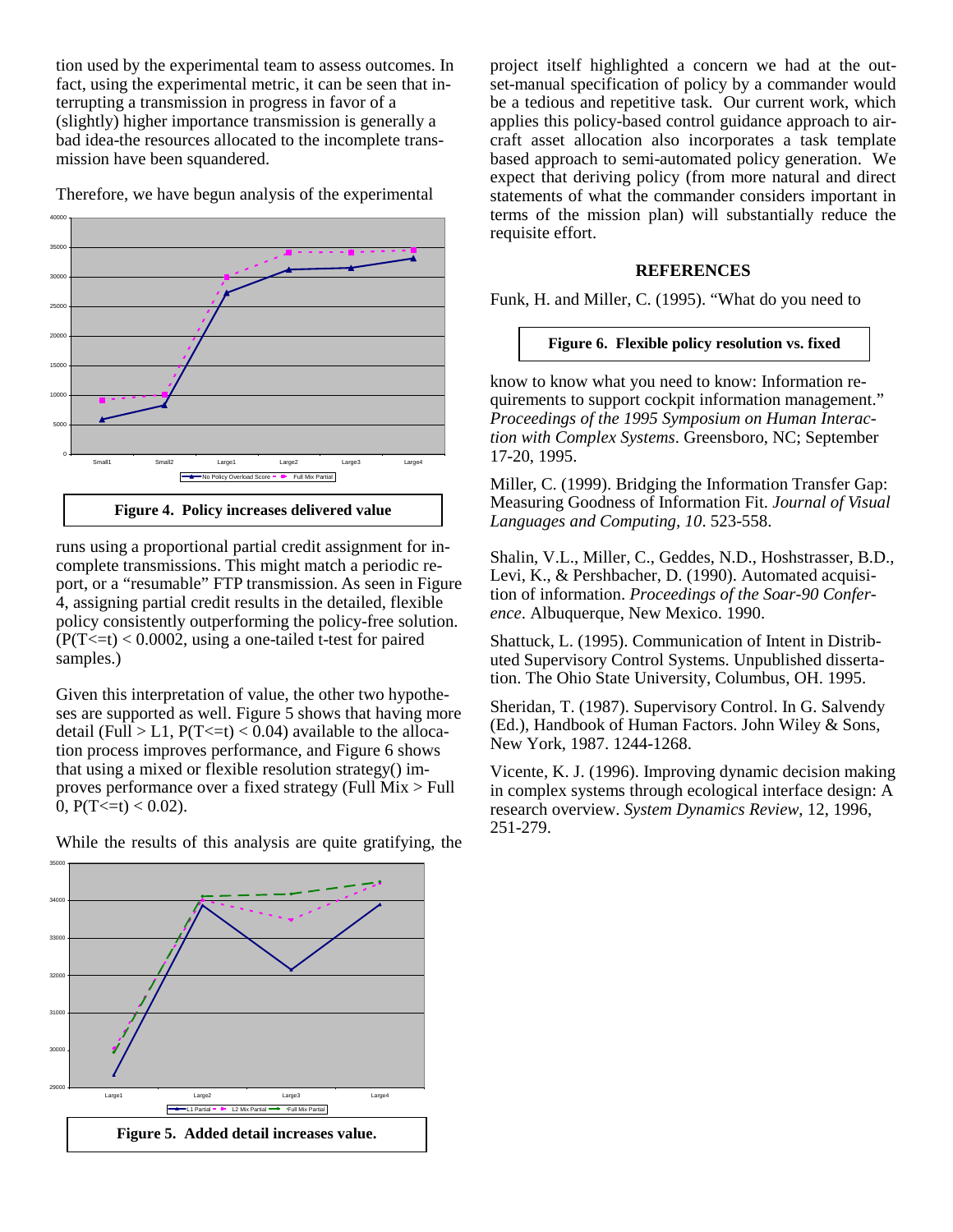tion used by the experimental team to assess outcomes. In fact, using the experimental metric, it can be seen that interrupting a transmission in progress in favor of a (slightly) higher importance transmission is generally a bad idea-the resources allocated to the incomplete transmission have been squandered.

Therefore, we have begun analysis of the experimental runs using a proportional partial credit assignment for incomplete transmissions. This might match a periodic report, or a "resumable" FTP transmission. As seen in Figure 4, assigning partial credit results in the detailed, flexible policy consistently outperforming the policy-free solution. ($P(T<=t) < 0.0002$, using a one-tailed t-test for paired samples.)

40000
35000
30000
25000
20000
15000
10000
5000
0
Small1 Small2 Large1 Large2 Large3 Large4
No Policy Overload Score Full Mix Partial

**Figure 4. Policy increases delivered value**

Given this interpretation of value, the other two hypotheses are supported as well. Figure 5 shows that having more detail (Full > L1, $P(T<=t) < 0.04$) available to the allocation process improves performance, and Figure 6 shows that using a mixed or flexible resolution strategy() improves performance over a fixed strategy (Full Mix > Full 0, $P(T<=t) < 0.02$).

While the results of this analysis are quite gratifying, the project itself highlighted a concern we had at the outset-manual specification of policy by a commander would be a tedious and repetitive task. Our current work, which applies this policy-based control guidance approach to aircraft asset allocation also incorporates a task template based approach to semi-automated policy generation. We expect that deriving policy (from more natural and direct statements of what the commander considers important in terms of the mission plan) will substantially reduce the requisite effort.

35000
34000
33000
32000
31000
30000
29000
Large1 Large2 Large3 Large4
L1 Partial L2 Mix Partial Full Mix Partial

**Figure 5. Added detail increases value.**

**Figure 6. Flexible policy resolution vs. fixed**

## REFERENCES

Funk, H. and Miller, C. (1995). "What do you need to know to know what you need to know: Information requirements to support cockpit information management." *Proceedings of the 1995 Symposium on Human Interaction with Complex Systems*. Greensboro, NC; September 17-20, 1995.

Miller, C. (1999). Bridging the Information Transfer Gap: Measuring Goodness of Information Fit. *Journal of Visual Languages and Computing, 10*. 523-558.

Shalin, V.L., Miller, C., Geddes, N.D., Hoshstrasser, B.D., Levi, K., & Pershbacher, D. (1990). Automated acquisition of information. *Proceedings of the Soar-90 Conference*. Albuquerque, New Mexico. 1990.

Shattuck, L. (1995). Communication of Intent in Distributed Supervisory Control Systems. Unpublished dissertation. The Ohio State University, Columbus, OH. 1995.

Sheridan, T. (1987). Supervisory Control. In G. Salvendy (Ed.), Handbook of Human Factors. John Wiley & Sons, New York, 1987. 1244-1268.

Vicente, K. J. (1996). Improving dynamic decision making in complex systems through ecological interface design: A research overview. *System Dynamics Review*, 12, 1996, 251-279.